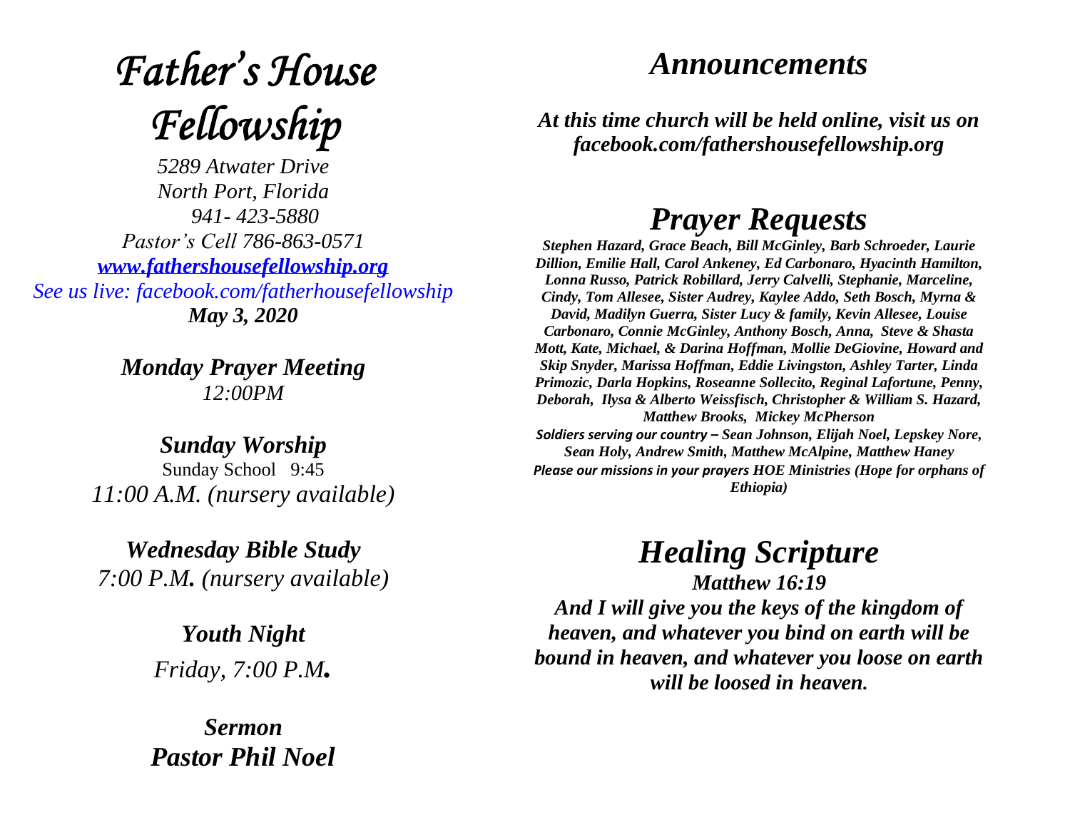# *Father's House Fellowship*

*5289 Atwater Drive*
*North Port, Florida*
*941- 423-5880*
*Pastor's Cell 786-863-0571*
*[www.fathershousefellowship.org](http://www.fathershousefellowship.org)*
*See us live: facebook.com/fatherhousefellowship*
***May 3, 2020***

***Monday Prayer Meeting***
*12:00PM*

***Sunday Worship***
Sunday School 9:45
*11:00 A.M. (nursery available)*

***Wednesday Bible Study***
*7:00 P.M. (nursery available)*

***Youth Night***
*Friday, 7:00 P.M.*

***Sermon***
***Pastor Phil Noel***

## *Announcements*

***At this time church will be held online, visit us on facebook.com/fathershousefellowship.org***

## *Prayer Requests*

***Stephen Hazard, Grace Beach, Bill McGinley, Barb Schroeder, Laurie Dillion, Emilie Hall, Carol Ankeney, Ed Carbonaro, Hyacinth Hamilton, Lonna Russo, Patrick Robillard, Jerry Calvelli, Stephanie, Marceline, Cindy, Tom Allesee, Sister Audrey, Kaylee Addo, Seth Bosch, Myrna & David, Madilyn Guerra, Sister Lucy & family, Kevin Allesee, Louise Carbonaro, Connie McGinley, Anthony Bosch, Anna, Steve & Shasta Mott, Kate, Michael, & Darina Hoffman, Mollie DeGiovine, Howard and Skip Snyder, Marissa Hoffman, Eddie Livingston, Ashley Tarter, Linda Primozic, Darla Hopkins, Roseanne Sollecito, Reginal Lafortune, Penny, Deborah, Ilysa & Alberto Weissfisch, Christopher & William S. Hazard, Matthew Brooks, Mickey McPherson***

***Soldiers serving our country – Sean Johnson, Elijah Noel, Lepskey Nore, Sean Holy, Andrew Smith, Matthew McAlpine, Matthew Haney***

***Please our missions in your prayers HOE Ministries (Hope for orphans of Ethiopia)***

## *Healing Scripture*

***Matthew 16:19***

***And I will give you the keys of the kingdom of heaven, and whatever you bind on earth will be bound in heaven, and whatever you loose on earth will be loosed in heaven.***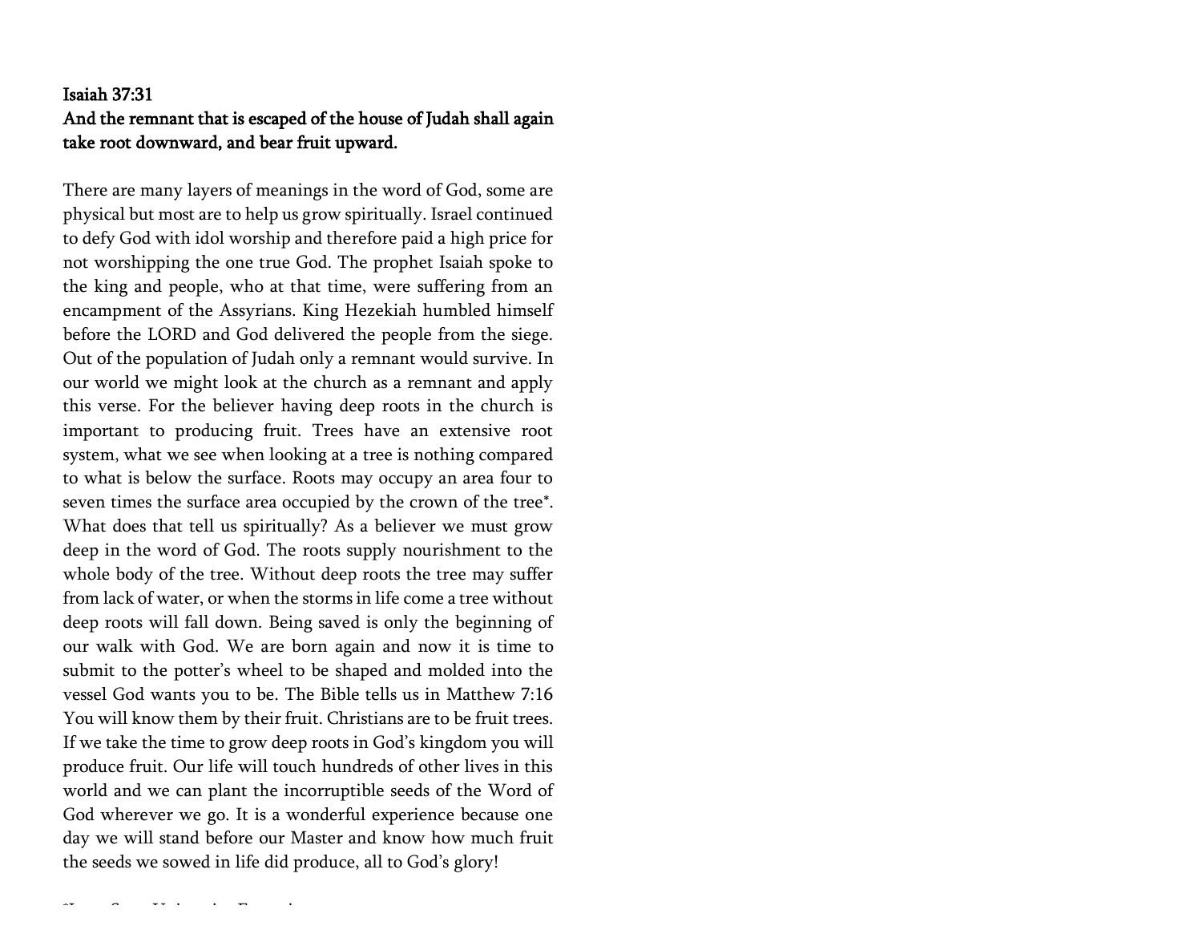**Isaiah 37:31**
**And the remnant that is escaped of the house of Judah shall again take root downward, and bear fruit upward.**

There are many layers of meanings in the word of God, some are physical but most are to help us grow spiritually. Israel continued to defy God with idol worship and therefore paid a high price for not worshipping the one true God. The prophet Isaiah spoke to the king and people, who at that time, were suffering from an encampment of the Assyrians. King Hezekiah humbled himself before the LORD and God delivered the people from the siege. Out of the population of Judah only a remnant would survive. In our world we might look at the church as a remnant and apply this verse. For the believer having deep roots in the church is important to producing fruit. Trees have an extensive root system, what we see when looking at a tree is nothing compared to what is below the surface. Roots may occupy an area four to seven times the surface area occupied by the crown of the tree*. What does that tell us spiritually? As a believer we must grow deep in the word of God. The roots supply nourishment to the whole body of the tree. Without deep roots the tree may suffer from lack of water, or when the storms in life come a tree without deep roots will fall down. Being saved is only the beginning of our walk with God. We are born again and now it is time to submit to the potter's wheel to be shaped and molded into the vessel God wants you to be. The Bible tells us in Matthew 7:16 You will know them by their fruit. Christians are to be fruit trees. If we take the time to grow deep roots in God's kingdom you will produce fruit. Our life will touch hundreds of other lives in this world and we can plant the incorruptible seeds of the Word of God wherever we go. It is a wonderful experience because one day we will stand before our Master and know how much fruit the seeds we sowed in life did produce, all to God's glory!

*Iowa State University Extension